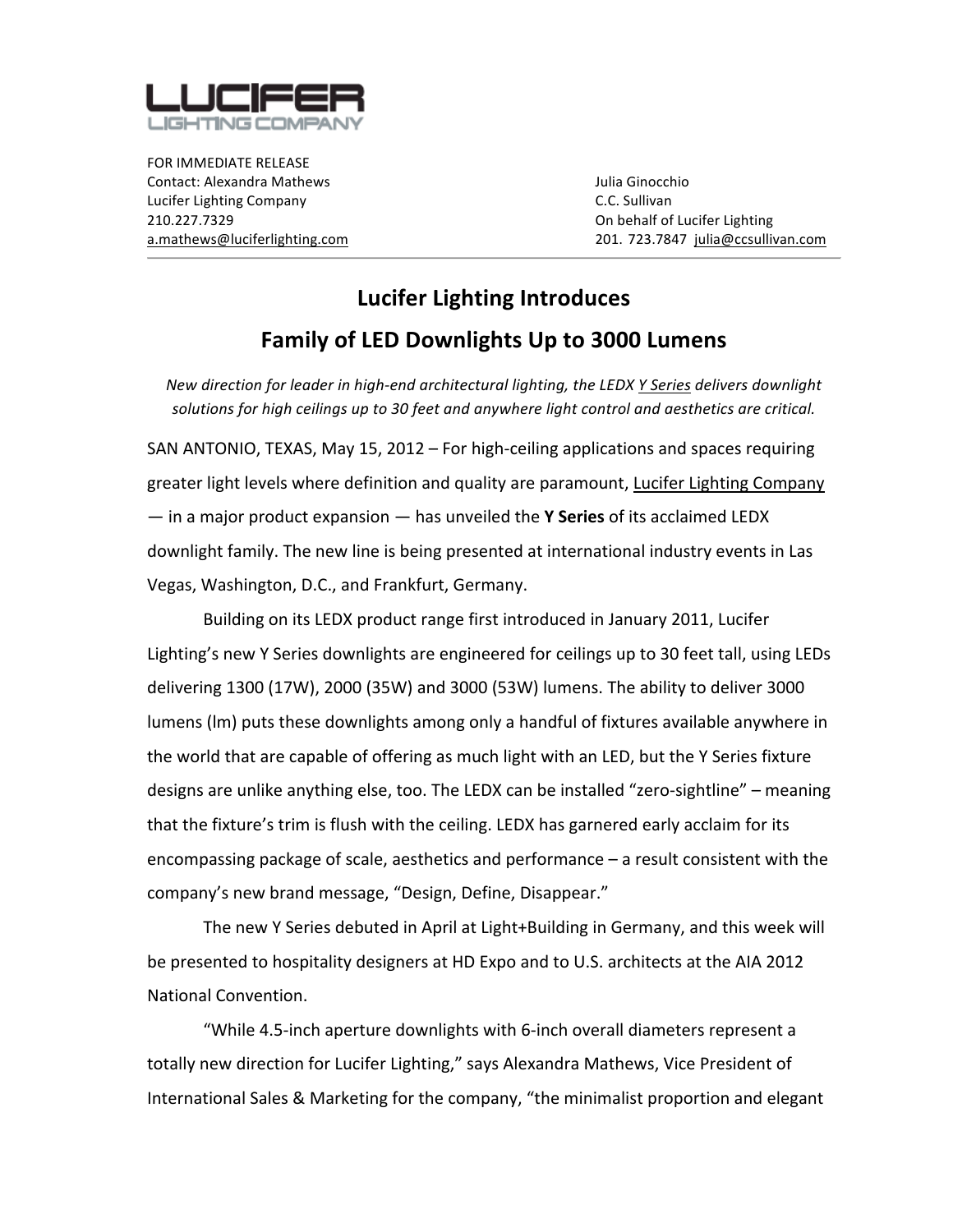LUCIFER
LIGHTING COMPANY

FOR IMMEDIATE RELEASE
Contact: Alexandra Mathews
Lucifer Lighting Company
210.227.7329
a.mathews@luciferlighting.com

Julia Ginocchio
C.C. Sullivan
On behalf of Lucifer Lighting
201. 723.7847 julia@ccsullivan.com

## Lucifer Lighting Introduces
## Family of LED Downlights Up to 3000 Lumens

*New direction for leader in high-end architectural lighting, the LEDX Y Series delivers downlight solutions for high ceilings up to 30 feet and anywhere light control and aesthetics are critical.*

SAN ANTONIO, TEXAS, May 15, 2012 – For high-ceiling applications and spaces requiring greater light levels where definition and quality are paramount, Lucifer Lighting Company — in a major product expansion — has unveiled the **Y Series** of its acclaimed LEDX downlight family. The new line is being presented at international industry events in Las Vegas, Washington, D.C., and Frankfurt, Germany.

Building on its LEDX product range first introduced in January 2011, Lucifer Lighting's new Y Series downlights are engineered for ceilings up to 30 feet tall, using LEDs delivering 1300 (17W), 2000 (35W) and 3000 (53W) lumens. The ability to deliver 3000 lumens (lm) puts these downlights among only a handful of fixtures available anywhere in the world that are capable of offering as much light with an LED, but the Y Series fixture designs are unlike anything else, too. The LEDX can be installed "zero-sightline" – meaning that the fixture's trim is flush with the ceiling. LEDX has garnered early acclaim for its encompassing package of scale, aesthetics and performance – a result consistent with the company's new brand message, "Design, Define, Disappear."

The new Y Series debuted in April at Light+Building in Germany, and this week will be presented to hospitality designers at HD Expo and to U.S. architects at the AIA 2012 National Convention.

"While 4.5-inch aperture downlights with 6-inch overall diameters represent a totally new direction for Lucifer Lighting," says Alexandra Mathews, Vice President of International Sales & Marketing for the company, "the minimalist proportion and elegant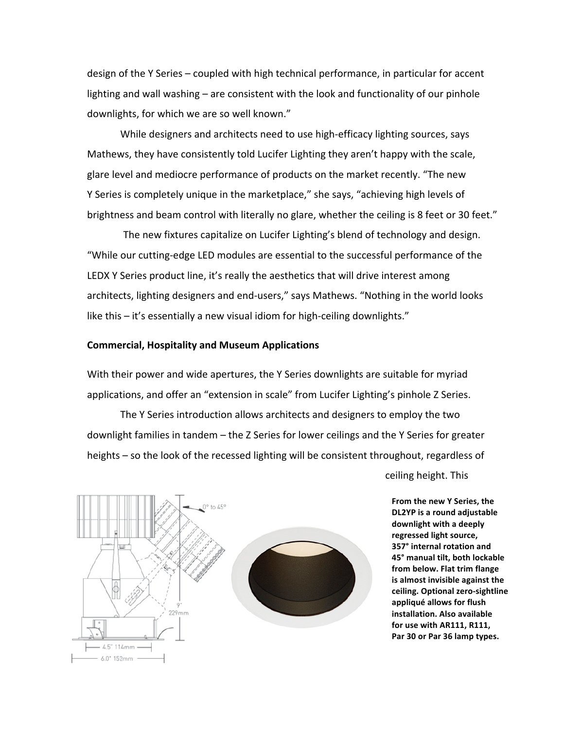design of the Y Series – coupled with high technical performance, in particular for accent lighting and wall washing – are consistent with the look and functionality of our pinhole downlights, for which we are so well known."

While designers and architects need to use high-efficacy lighting sources, says Mathews, they have consistently told Lucifer Lighting they aren't happy with the scale, glare level and mediocre performance of products on the market recently. "The new Y Series is completely unique in the marketplace," she says, "achieving high levels of brightness and beam control with literally no glare, whether the ceiling is 8 feet or 30 feet."

The new fixtures capitalize on Lucifer Lighting's blend of technology and design. "While our cutting-edge LED modules are essential to the successful performance of the LEDX Y Series product line, it's really the aesthetics that will drive interest among architects, lighting designers and end-users," says Mathews. "Nothing in the world looks like this – it's essentially a new visual idiom for high-ceiling downlights."

**Commercial, Hospitality and Museum Applications**

With their power and wide apertures, the Y Series downlights are suitable for myriad applications, and offer an "extension in scale" from Lucifer Lighting's pinhole Z Series.

The Y Series introduction allows architects and designers to employ the two downlight families in tandem – the Z Series for lower ceilings and the Y Series for greater heights – so the look of the recessed lighting will be consistent throughout, regardless of ceiling height. This

**From the new Y Series, the DL2YP is a round adjustable downlight with a deeply regressed light source, 357° internal rotation and 45° manual tilt, both lockable from below. Flat trim flange is almost invisible against the ceiling. Optional zero-sightline appliqué allows for flush installation. Also available for use with AR111, R111, Par 30 or Par 36 lamp types.**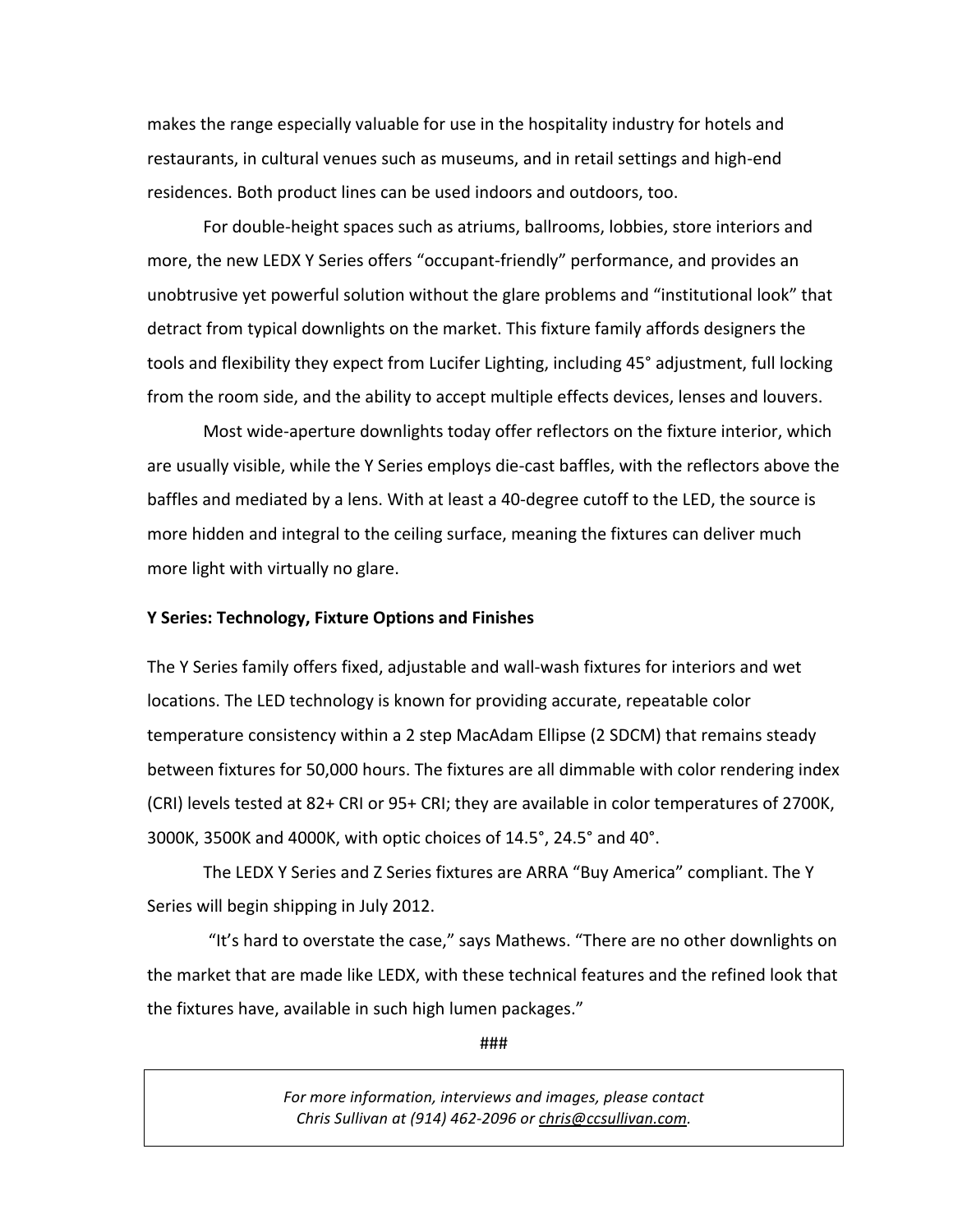makes the range especially valuable for use in the hospitality industry for hotels and restaurants, in cultural venues such as museums, and in retail settings and high-end residences. Both product lines can be used indoors and outdoors, too.

For double-height spaces such as atriums, ballrooms, lobbies, store interiors and more, the new LEDX Y Series offers "occupant-friendly" performance, and provides an unobtrusive yet powerful solution without the glare problems and "institutional look" that detract from typical downlights on the market. This fixture family affords designers the tools and flexibility they expect from Lucifer Lighting, including 45° adjustment, full locking from the room side, and the ability to accept multiple effects devices, lenses and louvers.

Most wide-aperture downlights today offer reflectors on the fixture interior, which are usually visible, while the Y Series employs die-cast baffles, with the reflectors above the baffles and mediated by a lens. With at least a 40-degree cutoff to the LED, the source is more hidden and integral to the ceiling surface, meaning the fixtures can deliver much more light with virtually no glare.

**Y Series: Technology, Fixture Options and Finishes**

The Y Series family offers fixed, adjustable and wall-wash fixtures for interiors and wet locations. The LED technology is known for providing accurate, repeatable color temperature consistency within a 2 step MacAdam Ellipse (2 SDCM) that remains steady between fixtures for 50,000 hours. The fixtures are all dimmable with color rendering index (CRI) levels tested at 82+ CRI or 95+ CRI; they are available in color temperatures of 2700K, 3000K, 3500K and 4000K, with optic choices of 14.5°, 24.5° and 40°.

The LEDX Y Series and Z Series fixtures are ARRA "Buy America" compliant. The Y Series will begin shipping in July 2012.

"It's hard to overstate the case," says Mathews. "There are no other downlights on the market that are made like LEDX, with these technical features and the refined look that the fixtures have, available in such high lumen packages."

###

*For more information, interviews and images, please contact Chris Sullivan at (914) 462-2096 or chris@ccsullivan.com.*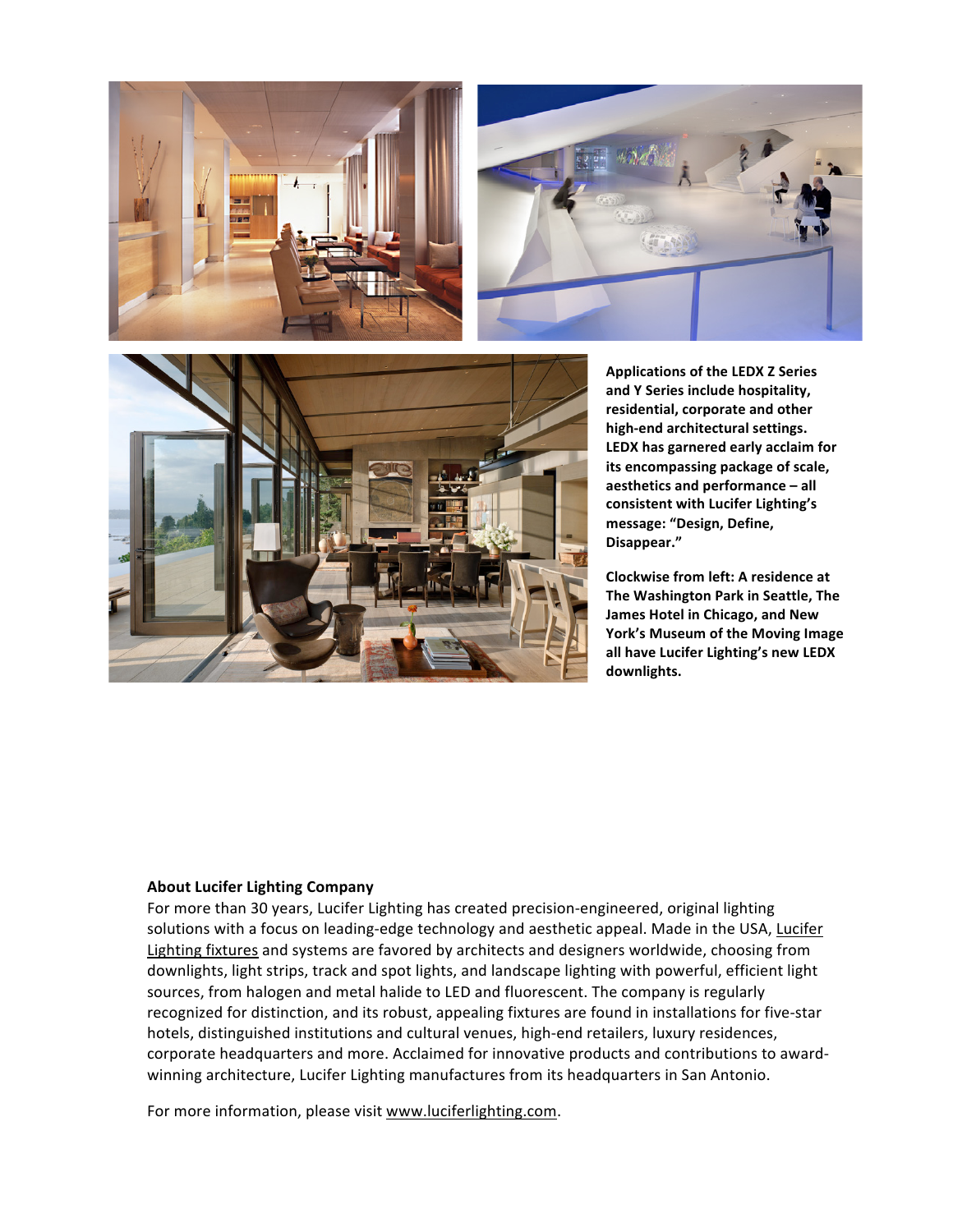**Applications of the LEDX Z Series and Y Series include hospitality, residential, corporate and other high-end architectural settings. LEDX has garnered early acclaim for its encompassing package of scale, aesthetics and performance – all consistent with Lucifer Lighting's message: "Design, Define, Disappear."**

**Clockwise from left: A residence at The Washington Park in Seattle, The James Hotel in Chicago, and New York's Museum of the Moving Image all have Lucifer Lighting's new LEDX downlights.**

**About Lucifer Lighting Company**

For more than 30 years, Lucifer Lighting has created precision-engineered, original lighting solutions with a focus on leading-edge technology and aesthetic appeal. Made in the USA, Lucifer Lighting fixtures and systems are favored by architects and designers worldwide, choosing from downlights, light strips, track and spot lights, and landscape lighting with powerful, efficient light sources, from halogen and metal halide to LED and fluorescent. The company is regularly recognized for distinction, and its robust, appealing fixtures are found in installations for five-star hotels, distinguished institutions and cultural venues, high-end retailers, luxury residences, corporate headquarters and more. Acclaimed for innovative products and contributions to award-winning architecture, Lucifer Lighting manufactures from its headquarters in San Antonio.

For more information, please visit www.luciferlighting.com.